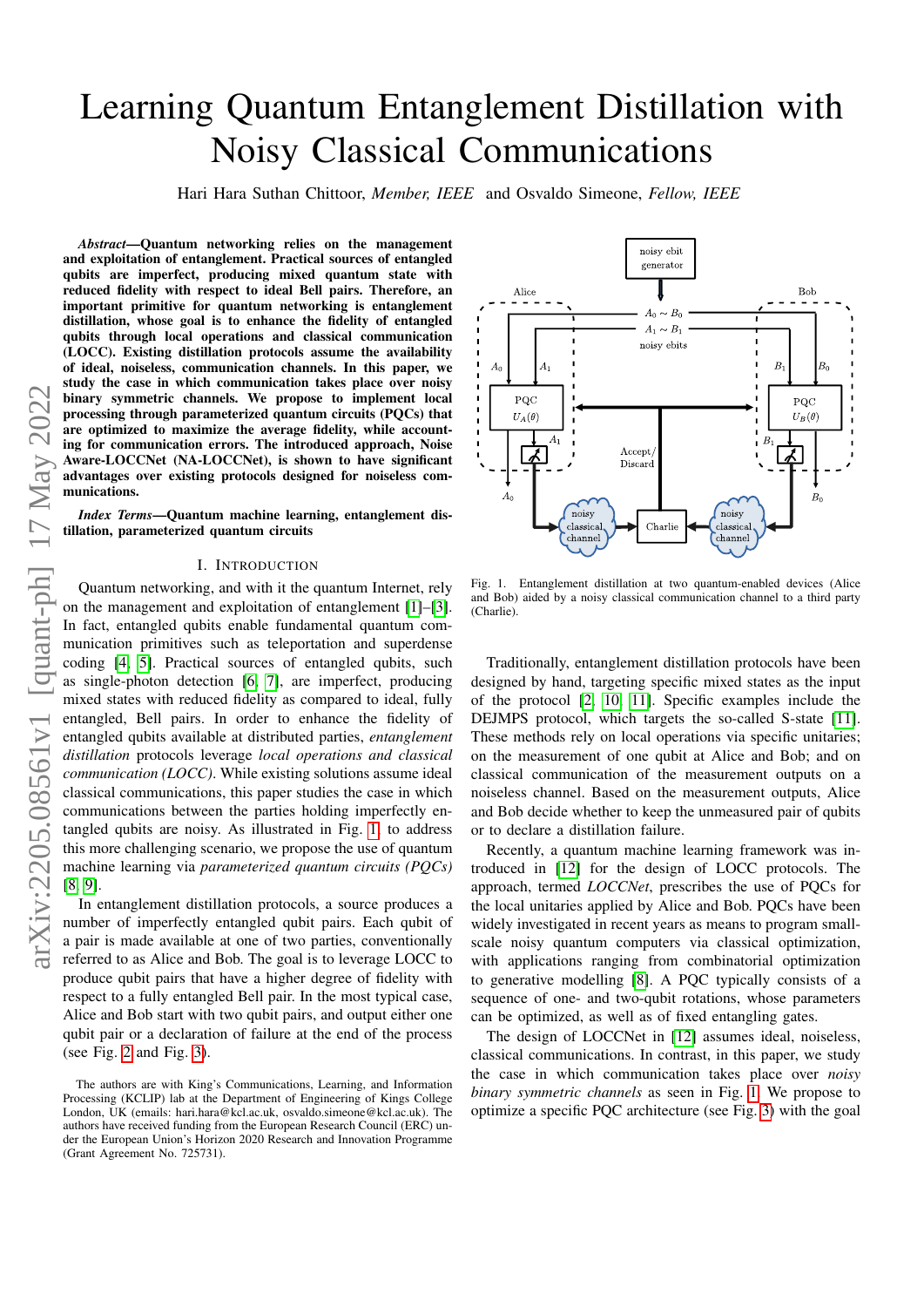# Learning Quantum Entanglement Distillation with Noisy Classical Communications

Hari Hara Suthan Chittoor, *Member, IEEE* and Osvaldo Simeone, *Fellow, IEEE*

***Abstract*—Quantum networking relies on the management and exploitation of entanglement. Practical sources of entangled qubits are imperfect, producing mixed quantum state with reduced fidelity with respect to ideal Bell pairs. Therefore, an important primitive for quantum networking is entanglement distillation, whose goal is to enhance the fidelity of entangled qubits through local operations and classical communication (LOCC). Existing distillation protocols assume the availability of ideal, noiseless, communication channels. In this paper, we study the case in which communication takes place over noisy binary symmetric channels. We propose to implement local processing through parameterized quantum circuits (PQCs) that are optimized to maximize the average fidelity, while accounting for communication errors. The introduced approach, Noise Aware-LOCCNet (NA-LOCCNet), is shown to have significant advantages over existing protocols designed for noiseless communications.**

***Index Terms*—Quantum machine learning, entanglement distillation, parameterized quantum circuits**

## I. Introduction

Quantum networking, and with it the quantum Internet, rely on the management and exploitation of entanglement [1]–[3]. In fact, entangled qubits enable fundamental quantum communication primitives such as teleportation and superdense coding [4], [5]. Practical sources of entangled qubits, such as single-photon detection [6], [7], are imperfect, producing mixed states with reduced fidelity as compared to ideal, fully entangled, Bell pairs. In order to enhance the fidelity of entangled qubits available at distributed parties, *entanglement distillation* protocols leverage *local operations and classical communication (LOCC)*. While existing solutions assume ideal classical communications, this paper studies the case in which communications between the parties holding imperfectly entangled qubits are noisy. As illustrated in Fig. 1, to address this more challenging scenario, we propose the use of quantum machine learning via *parameterized quantum circuits (PQCs)* [8], [9].

In entanglement distillation protocols, a source produces a number of imperfectly entangled qubit pairs. Each qubit of a pair is made available at one of two parties, conventionally referred to as Alice and Bob. The goal is to leverage LOCC to produce qubit pairs that have a higher degree of fidelity with respect to a fully entangled Bell pair. In the most typical case, Alice and Bob start with two qubit pairs, and output either one qubit pair or a declaration of failure at the end of the process (see Fig. 2 and Fig. 3).

The authors are with King's Communications, Learning, and Information Processing (KCLIP) lab at the Department of Engineering of Kings College London, UK (emails: hari.hara@kcl.ac.uk, osvaldo.simeone@kcl.ac.uk). The authors have received funding from the European Research Council (ERC) under the European Union's Horizon 2020 Research and Innovation Programme (Grant Agreement No. 725731).

Fig. 1. Entanglement distillation at two quantum-enabled devices (Alice and Bob) aided by a noisy classical communication channel to a third party (Charlie).

Traditionally, entanglement distillation protocols have been designed by hand, targeting specific mixed states as the input of the protocol [2], [10], [11]. Specific examples include the DEJMPS protocol, which targets the so-called S-state [11]. These methods rely on local operations via specific unitaries; on the measurement of one qubit at Alice and Bob; and on classical communication of the measurement outputs on a noiseless channel. Based on the measurement outputs, Alice and Bob decide whether to keep the unmeasured pair of qubits or to declare a distillation failure.

Recently, a quantum machine learning framework was introduced in [12] for the design of LOCC protocols. The approach, termed *LOCCNet*, prescribes the use of PQCs for the local unitaries applied by Alice and Bob. PQCs have been widely investigated in recent years as means to program small-scale noisy quantum computers via classical optimization, with applications ranging from combinatorial optimization to generative modelling [8]. A PQC typically consists of a sequence of one- and two-qubit rotations, whose parameters can be optimized, as well as of fixed entangling gates.

The design of LOCCNet in [12] assumes ideal, noiseless, classical communications. In contrast, in this paper, we study the case in which communication takes place over *noisy binary symmetric channels* as seen in Fig. 1. We propose to optimize a specific PQC architecture (see Fig. 3) with the goal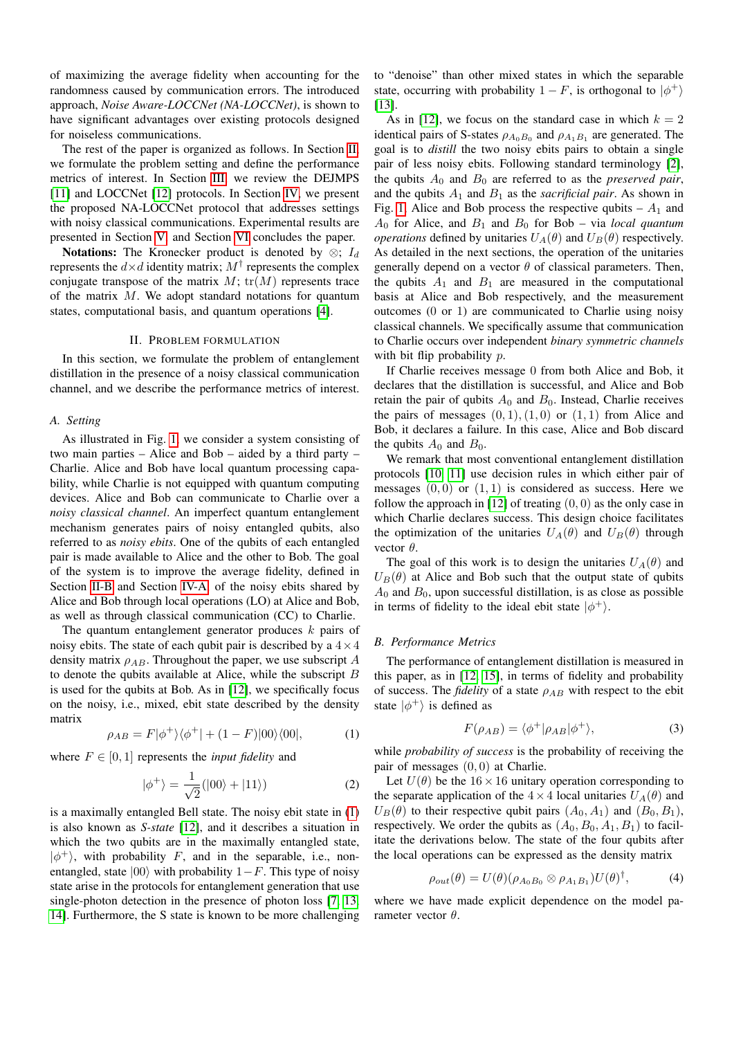of maximizing the average fidelity when accounting for the randomness caused by communication errors. The introduced approach, *Noise Aware-LOCCNet (NA-LOCCNet)*, is shown to have significant advantages over existing protocols designed for noiseless communications.

The rest of the paper is organized as follows. In Section II, we formulate the problem setting and define the performance metrics of interest. In Section III, we review the DEJMPS [11] and LOCCNet [12] protocols. In Section IV, we present the proposed NA-LOCCNet protocol that addresses settings with noisy classical communications. Experimental results are presented in Section V, and Section VI concludes the paper.

**Notations:** The Kronecker product is denoted by $\otimes$; $I_d$ represents the $d \times d$ identity matrix; $M^\dagger$ represents the complex conjugate transpose of the matrix $M$; $\mathrm{tr}(M)$ represents trace of the matrix $M$. We adopt standard notations for quantum states, computational basis, and quantum operations [4].

## II. Problem Formulation

In this section, we formulate the problem of entanglement distillation in the presence of a noisy classical communication channel, and we describe the performance metrics of interest.

### A. Setting

As illustrated in Fig. 1, we consider a system consisting of two main parties – Alice and Bob – aided by a third party – Charlie. Alice and Bob have local quantum processing capability, while Charlie is not equipped with quantum computing devices. Alice and Bob can communicate to Charlie over a *noisy classical channel*. An imperfect quantum entanglement mechanism generates pairs of noisy entangled qubits, also referred to as *noisy ebits*. One of the qubits of each entangled pair is made available to Alice and the other to Bob. The goal of the system is to improve the average fidelity, defined in Section II-B and Section IV-A, of the noisy ebits shared by Alice and Bob through local operations (LO) at Alice and Bob, as well as through classical communication (CC) to Charlie.

The quantum entanglement generator produces $k$ pairs of noisy ebits. The state of each qubit pair is described by a $4 \times 4$ density matrix $\rho_{AB}$. Throughout the paper, we use subscript $A$ to denote the qubits available at Alice, while the subscript $B$ is used for the qubits at Bob. As in [12], we specifically focus on the noisy, i.e., mixed, ebit state described by the density matrix

$$\rho_{AB} = F|\phi^+\rangle\langle\phi^+| + (1-F)|00\rangle\langle 00|, \tag{1}$$

where $F \in [0,1]$ represents the *input fidelity* and

$$|\phi^+\rangle = \frac{1}{\sqrt{2}}(|00\rangle + |11\rangle) \tag{2}$$

is a maximally entangled Bell state. The noisy ebit state in (1) is also known as *S-state* [12], and it describes a situation in which the two qubits are in the maximally entangled state, $|\phi^+\rangle$, with probability $F$, and in the separable, i.e., non-entangled, state $|00\rangle$ with probability $1-F$. This type of noisy state arise in the protocols for entanglement generation that use single-photon detection in the presence of photon loss [7], [13], [14]. Furthermore, the S state is known to be more challenging to "denoise" than other mixed states in which the separable state, occurring with probability $1-F$, is orthogonal to $|\phi^+\rangle$ [13].

As in [12], we focus on the standard case in which $k = 2$ identical pairs of S-states $\rho_{A_0B_0}$ and $\rho_{A_1B_1}$ are generated. The goal is to *distill* the two noisy ebits pairs to obtain a single pair of less noisy ebits. Following standard terminology [2], the qubits $A_0$ and $B_0$ are referred to as the *preserved pair*, and the qubits $A_1$ and $B_1$ as the *sacrificial pair*. As shown in Fig. 1, Alice and Bob process the respective qubits – $A_1$ and $A_0$ for Alice, and $B_1$ and $B_0$ for Bob – via *local quantum operations* defined by unitaries $U_A(\theta)$ and $U_B(\theta)$ respectively. As detailed in the next sections, the operation of the unitaries generally depend on a vector $\theta$ of classical parameters. Then, the qubits $A_1$ and $B_1$ are measured in the computational basis at Alice and Bob respectively, and the measurement outcomes (0 or 1) are communicated to Charlie using noisy classical channels. We specifically assume that communication to Charlie occurs over independent *binary symmetric channels* with bit flip probability $p$.

If Charlie receives message 0 from both Alice and Bob, it declares that the distillation is successful, and Alice and Bob retain the pair of qubits $A_0$ and $B_0$. Instead, Charlie receives the pairs of messages $(0,1), (1,0)$ or $(1,1)$ from Alice and Bob, it declares a failure. In this case, Alice and Bob discard the qubits $A_0$ and $B_0$.

We remark that most conventional entanglement distillation protocols [10], [11] use decision rules in which either pair of messages $(0,0)$ or $(1,1)$ is considered as success. Here we follow the approach in [12] of treating $(0,0)$ as the only case in which Charlie declares success. This design choice facilitates the optimization of the unitaries $U_A(\theta)$ and $U_B(\theta)$ through vector $\theta$.

The goal of this work is to design the unitaries $U_A(\theta)$ and $U_B(\theta)$ at Alice and Bob such that the output state of qubits $A_0$ and $B_0$, upon successful distillation, is as close as possible in terms of fidelity to the ideal ebit state $|\phi^+\rangle$.

### B. Performance Metrics

The performance of entanglement distillation is measured in this paper, as in [12], [15], in terms of fidelity and probability of success. The *fidelity* of a state $\rho_{AB}$ with respect to the ebit state $|\phi^+\rangle$ is defined as

$$F(\rho_{AB}) = \langle\phi^+|\rho_{AB}|\phi^+\rangle, \tag{3}$$

while *probability of success* is the probability of receiving the pair of messages $(0,0)$ at Charlie.

Let $U(\theta)$ be the $16 \times 16$ unitary operation corresponding to the separate application of the $4 \times 4$ local unitaries $U_A(\theta)$ and $U_B(\theta)$ to their respective qubit pairs $(A_0, A_1)$ and $(B_0, B_1)$, respectively. We order the qubits as $(A_0, B_0, A_1, B_1)$ to facilitate the derivations below. The state of the four qubits after the local operations can be expressed as the density matrix

$$\rho_{out}(\theta) = U(\theta)(\rho_{A_0B_0} \otimes \rho_{A_1B_1})U(\theta)^\dagger, \tag{4}$$

where we have made explicit dependence on the model parameter vector $\theta$.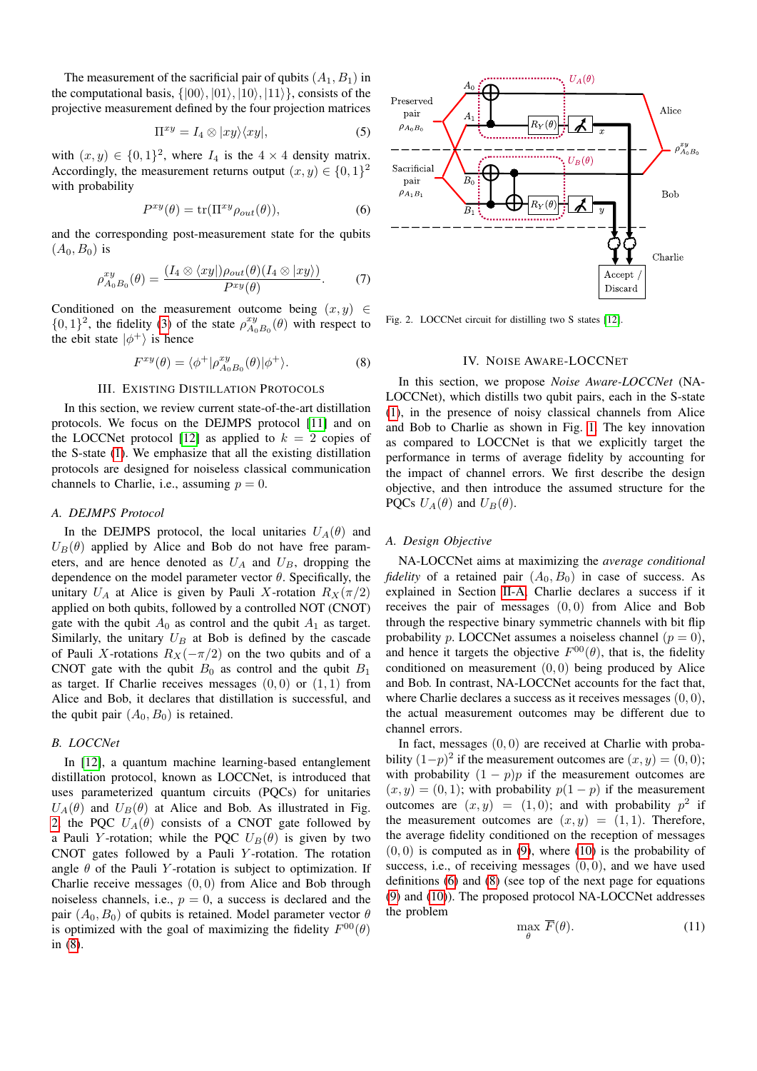The measurement of the sacrificial pair of qubits $(A_1, B_1)$ in the computational basis, $\{|00\rangle, |01\rangle, |10\rangle, |11\rangle\}$, consists of the projective measurement defined by the four projection matrices

$$\Pi^{xy} = I_4 \otimes |xy\rangle\langle xy|, \tag{5}$$

with $(x, y) \in \{0, 1\}^2$, where $I_4$ is the $4 \times 4$ density matrix. Accordingly, the measurement returns output $(x, y) \in \{0, 1\}^2$ with probability

$$P^{xy}(\theta) = \text{tr}(\Pi^{xy} \rho_{out}(\theta)), \tag{6}$$

and the corresponding post-measurement state for the qubits $(A_0, B_0)$ is

$$\rho^{xy}_{A_0 B_0}(\theta) = \frac{(I_4 \otimes \langle xy|)\rho_{out}(\theta)(I_4 \otimes |xy\rangle)}{P^{xy}(\theta)}. \tag{7}$$

Conditioned on the measurement outcome being $(x, y) \in \{0, 1\}^2$, the fidelity (3) of the state $\rho^{xy}_{A_0 B_0}(\theta)$ with respect to the ebit state $|\phi^+\rangle$ is hence

$$F^{xy}(\theta) = \langle \phi^+ | \rho^{xy}_{A_0 B_0}(\theta) | \phi^+ \rangle. \tag{8}$$

## III. Existing Distillation Protocols

In this section, we review current state-of-the-art distillation protocols. We focus on the DEJMPS protocol [11] and on the LOCCNet protocol [12] as applied to $k = 2$ copies of the S-state (1). We emphasize that all the existing distillation protocols are designed for noiseless classical communication channels to Charlie, i.e., assuming $p = 0$.

### A. DEJMPS Protocol

In the DEJMPS protocol, the local unitaries $U_A(\theta)$ and $U_B(\theta)$ applied by Alice and Bob do not have free parameters, and are hence denoted as $U_A$ and $U_B$, dropping the dependence on the model parameter vector $\theta$. Specifically, the unitary $U_A$ at Alice is given by Pauli $X$-rotation $R_X(\pi/2)$ applied on both qubits, followed by a controlled NOT (CNOT) gate with the qubit $A_0$ as control and the qubit $A_1$ as target. Similarly, the unitary $U_B$ at Bob is defined by the cascade of Pauli $X$-rotations $R_X(-\pi/2)$ on the two qubits and of a CNOT gate with the qubit $B_0$ as control and the qubit $B_1$ as target. If Charlie receives messages $(0, 0)$ or $(1, 1)$ from Alice and Bob, it declares that distillation is successful, and the qubit pair $(A_0, B_0)$ is retained.

### B. LOCCNet

In [12], a quantum machine learning-based entanglement distillation protocol, known as LOCCNet, is introduced that uses parameterized quantum circuits (PQCs) for unitaries $U_A(\theta)$ and $U_B(\theta)$ at Alice and Bob. As illustrated in Fig. 2, the PQC $U_A(\theta)$ consists of a CNOT gate followed by a Pauli $Y$-rotation; while the PQC $U_B(\theta)$ is given by two CNOT gates followed by a Pauli $Y$-rotation. The rotation angle $\theta$ of the Pauli $Y$-rotation is subject to optimization. If Charlie receive messages $(0, 0)$ from Alice and Bob through noiseless channels, i.e., $p = 0$, a success is declared and the pair $(A_0, B_0)$ of qubits is retained. Model parameter vector $\theta$ is optimized with the goal of maximizing the fidelity $F^{00}(\theta)$ in (8).

Fig. 2. LOCCNet circuit for distilling two S states [12].

## IV. Noise Aware-LOCCNet

In this section, we propose *Noise Aware-LOCCNet* (NA-LOCCNet), which distills two qubit pairs, each in the S-state (1), in the presence of noisy classical channels from Alice and Bob to Charlie as shown in Fig. 1. The key innovation as compared to LOCCNet is that we explicitly target the performance in terms of average fidelity by accounting for the impact of channel errors. We first describe the design objective, and then introduce the assumed structure for the PQCs $U_A(\theta)$ and $U_B(\theta)$.

### A. Design Objective

NA-LOCCNet aims at maximizing the *average conditional fidelity* of a retained pair $(A_0, B_0)$ in case of success. As explained in Section II-A, Charlie declares a success if it receives the pair of messages $(0, 0)$ from Alice and Bob through the respective binary symmetric channels with bit flip probability $p$. LOCCNet assumes a noiseless channel $(p = 0)$, and hence it targets the objective $F^{00}(\theta)$, that is, the fidelity conditioned on measurement $(0, 0)$ being produced by Alice and Bob. In contrast, NA-LOCCNet accounts for the fact that, where Charlie declares a success as it receives messages $(0, 0)$, the actual measurement outcomes may be different due to channel errors.

In fact, messages $(0, 0)$ are received at Charlie with probability $(1-p)^2$ if the measurement outcomes are $(x, y) = (0, 0)$; with probability $(1 - p)p$ if the measurement outcomes are $(x, y) = (0, 1)$; with probability $p(1 - p)$ if the measurement outcomes are $(x, y) = (1, 0)$; and with probability $p^2$ if the measurement outcomes are $(x, y) = (1, 1)$. Therefore, the average fidelity conditioned on the reception of messages $(0, 0)$ is computed as in (9), where (10) is the probability of success, i.e., of receiving messages $(0, 0)$, and we have used definitions (6) and (8) (see top of the next page for equations (9) and (10)). The proposed protocol NA-LOCCNet addresses the problem

$$\max_{\theta} \overline{F}(\theta). \tag{11}$$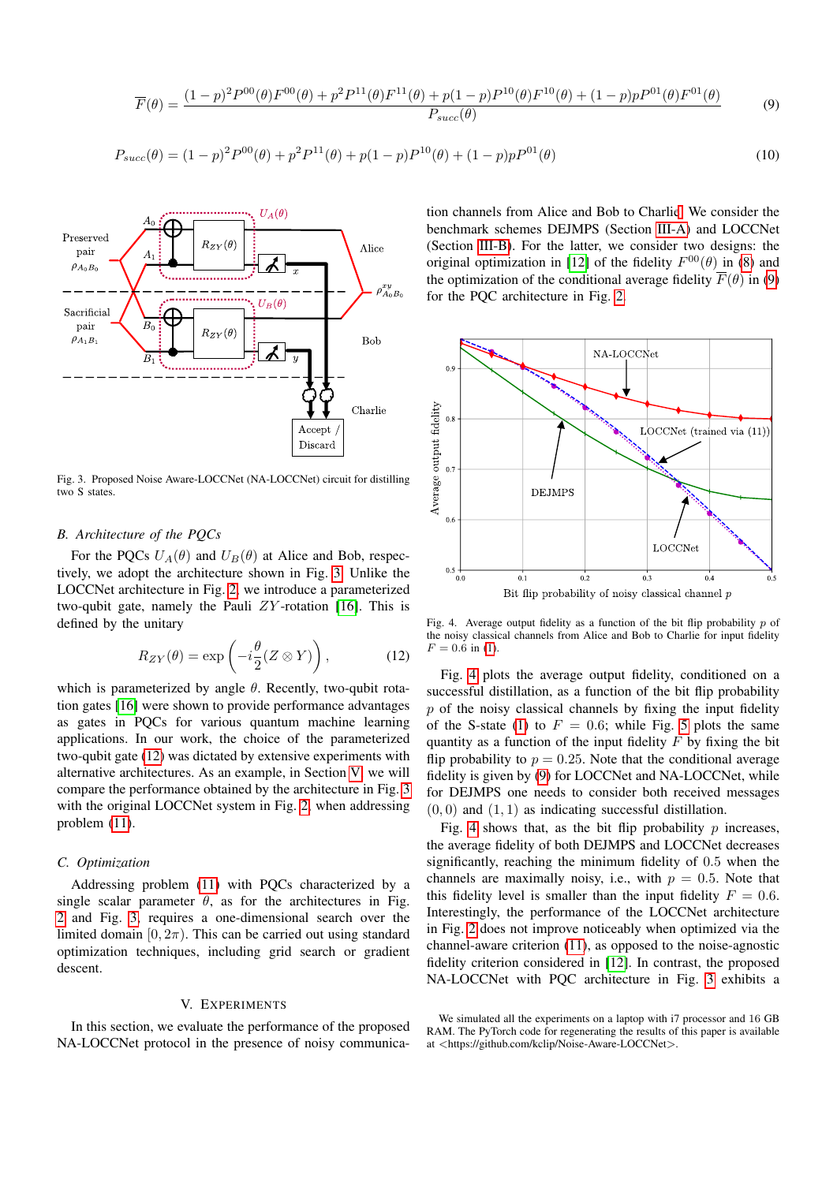$$\overline{F}(\theta) = \frac{(1-p)^2 P^{00}(\theta) F^{00}(\theta) + p^2 P^{11}(\theta) F^{11}(\theta) + p(1-p) P^{10}(\theta) F^{10}(\theta) + (1-p) p P^{01}(\theta) F^{01}(\theta)}{P_{succ}(\theta)} \tag{9}$$

$$P_{succ}(\theta) = (1-p)^2 P^{00}(\theta) + p^2 P^{11}(\theta) + p(1-p) P^{10}(\theta) + (1-p) p P^{01}(\theta) \tag{10}$$

Fig. 3. Proposed Noise Aware-LOCCNet (NA-LOCCNet) circuit for distilling two S states.

### B. Architecture of the PQCs

For the PQCs $U_A(\theta)$ and $U_B(\theta)$ at Alice and Bob, respectively, we adopt the architecture shown in Fig. 3. Unlike the LOCCNet architecture in Fig. 2, we introduce a parameterized two-qubit gate, namely the Pauli $ZY$-rotation [16]. This is defined by the unitary

$$R_{ZY}(\theta) = \exp\left(-i\frac{\theta}{2}(Z \otimes Y)\right), \tag{12}$$

which is parameterized by angle $\theta$. Recently, two-qubit rotation gates [16] were shown to provide performance advantages as gates in PQCs for various quantum machine learning applications. In our work, the choice of the parameterized two-qubit gate (12) was dictated by extensive experiments with alternative architectures. As an example, in Section V, we will compare the performance obtained by the architecture in Fig. 3 with the original LOCCNet system in Fig. 2, when addressing problem (11).

### C. Optimization

Addressing problem (11) with PQCs characterized by a single scalar parameter $\theta$, as for the architectures in Fig. 2 and Fig. 3, requires a one-dimensional search over the limited domain $[0, 2\pi)$. This can be carried out using standard optimization techniques, including grid search or gradient descent.

## V. Experiments

In this section, we evaluate the performance of the proposed NA-LOCCNet protocol in the presence of noisy communication channels from Alice and Bob to Charlie¹. We consider the benchmark schemes DEJMPS (Section III-A) and LOCCNet (Section III-B). For the latter, we consider two designs: the original optimization in [12] of the fidelity $F^{00}(\theta)$ in (8) and the optimization of the conditional average fidelity $\overline{F}(\theta)$ in (9) for the PQC architecture in Fig. 2.

Fig. 4. Average output fidelity as a function of the bit flip probability $p$ of the noisy classical channels from Alice and Bob to Charlie for input fidelity $F = 0.6$ in (1).

Fig. 4 plots the average output fidelity, conditioned on a successful distillation, as a function of the bit flip probability $p$ of the noisy classical channels by fixing the input fidelity of the S-state (1) to $F = 0.6$; while Fig. 5 plots the same quantity as a function of the input fidelity $F$ by fixing the bit flip probability to $p = 0.25$. Note that the conditional average fidelity is given by (9) for LOCCNet and NA-LOCCNet, while for DEJMPS one needs to consider both received messages $(0, 0)$ and $(1, 1)$ as indicating successful distillation.

Fig. 4 shows that, as the bit flip probability $p$ increases, the average fidelity of both DEJMPS and LOCCNet decreases significantly, reaching the minimum fidelity of 0.5 when the channels are maximally noisy, i.e., with $p = 0.5$. Note that this fidelity level is smaller than the input fidelity $F = 0.6$. Interestingly, the performance of the LOCCNet architecture in Fig. 2 does not improve noticeably when optimized via the channel-aware criterion (11), as opposed to the noise-agnostic fidelity criterion considered in [12]. In contrast, the proposed NA-LOCCNet with PQC architecture in Fig. 3 exhibits a

¹We simulated all the experiments on a laptop with i7 processor and 16 GB RAM. The PyTorch code for regenerating the results of this paper is available at <https://github.com/kclip/Noise-Aware-LOCCNet>.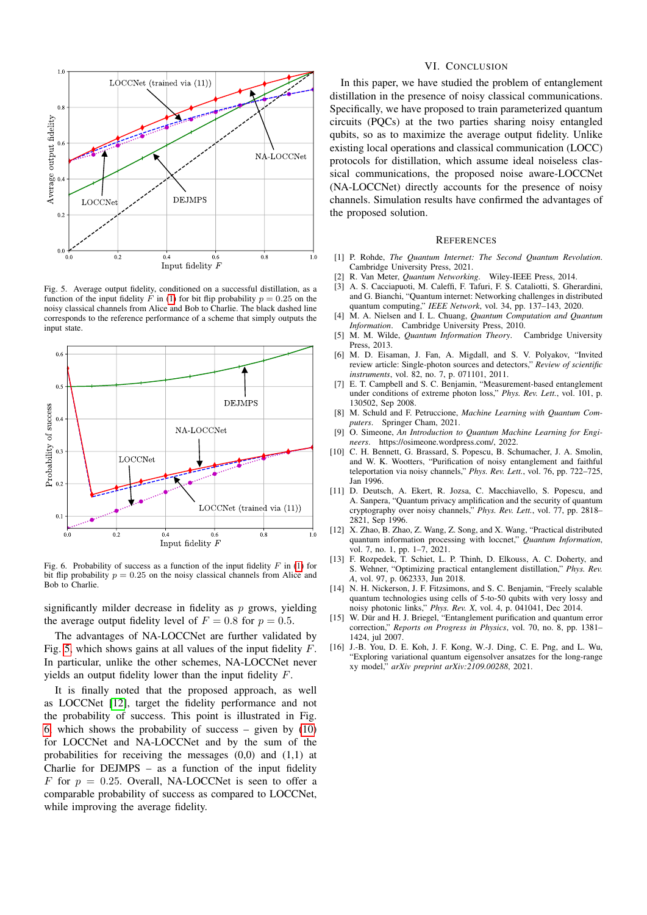Average output fidelity

Input fidelity $F$

LOCCNet (trained via (11))

NA-LOCCNet

LOCCNet

DEJMPS

0.0 0.2 0.4 0.6 0.8 1.0

Fig. 5. Average output fidelity, conditioned on a successful distillation, as a function of the input fidelity $F$ in (1) for bit flip probability $p = 0.25$ on the noisy classical channels from Alice and Bob to Charlie. The black dashed line corresponds to the reference performance of a scheme that simply outputs the input state.

Probability of success

Input fidelity $F$

DEJMPS

NA-LOCCNet

LOCCNet

LOCCNet (trained via (11))

0.1 0.2 0.3 0.4 0.5 0.6

0.0 0.2 0.4 0.6 0.8 1.0

Fig. 6. Probability of success as a function of the input fidelity $F$ in (1) for bit flip probability $p = 0.25$ on the noisy classical channels from Alice and Bob to Charlie.

significantly milder decrease in fidelity as $p$ grows, yielding the average output fidelity level of $F = 0.8$ for $p = 0.5$.

The advantages of NA-LOCCNet are further validated by Fig. 5, which shows gains at all values of the input fidelity $F$. In particular, unlike the other schemes, NA-LOCCNet never yields an output fidelity lower than the input fidelity $F$.

It is finally noted that the proposed approach, as well as LOCCNet [12], target the fidelity performance and not the probability of success. This point is illustrated in Fig. 6, which shows the probability of success – given by (10) for LOCCNet and NA-LOCCNet and by the sum of the probabilities for receiving the messages (0,0) and (1,1) at Charlie for DEJMPS – as a function of the input fidelity $F$ for $p = 0.25$. Overall, NA-LOCCNet is seen to offer a comparable probability of success as compared to LOCCNet, while improving the average fidelity.

# VI. Conclusion

In this paper, we have studied the problem of entanglement distillation in the presence of noisy classical communications. Specifically, we have proposed to train parameterized quantum circuits (PQCs) at the two parties sharing noisy entangled qubits, so as to maximize the average output fidelity. Unlike existing local operations and classical communication (LOCC) protocols for distillation, which assume ideal noiseless classical communications, the proposed noise aware-LOCCNet (NA-LOCCNet) directly accounts for the presence of noisy channels. Simulation results have confirmed the advantages of the proposed solution.

# References

[1] P. Rohde, *The Quantum Internet: The Second Quantum Revolution*. Cambridge University Press, 2021.

[2] R. Van Meter, *Quantum Networking*. Wiley-IEEE Press, 2014.

[3] A. S. Cacciapuoti, M. Caleffi, F. Tafuri, F. S. Cataliotti, S. Gherardini, and G. Bianchi, "Quantum internet: Networking challenges in distributed quantum computing," *IEEE Network*, vol. 34, pp. 137–143, 2020.

[4] M. A. Nielsen and I. L. Chuang, *Quantum Computation and Quantum Information*. Cambridge University Press, 2010.

[5] M. M. Wilde, *Quantum Information Theory*. Cambridge University Press, 2013.

[6] M. D. Eisaman, J. Fan, A. Migdall, and S. V. Polyakov, "Invited review article: Single-photon sources and detectors," *Review of scientific instruments*, vol. 82, no. 7, p. 071101, 2011.

[7] E. T. Campbell and S. C. Benjamin, "Measurement-based entanglement under conditions of extreme photon loss," *Phys. Rev. Lett.*, vol. 101, p. 130502, Sep 2008.

[8] M. Schuld and F. Petruccione, *Machine Learning with Quantum Computers*. Springer Cham, 2021.

[9] O. Simeone, *An Introduction to Quantum Machine Learning for Engineers*. https://osimeone.wordpress.com/, 2022.

[10] C. H. Bennett, G. Brassard, S. Popescu, B. Schumacher, J. A. Smolin, and W. K. Wootters, "Purification of noisy entanglement and faithful teleportation via noisy channels," *Phys. Rev. Lett.*, vol. 76, pp. 722–725, Jan 1996.

[11] D. Deutsch, A. Ekert, R. Jozsa, C. Macchiavello, S. Popescu, and A. Sanpera, "Quantum privacy amplification and the security of quantum cryptography over noisy channels," *Phys. Rev. Lett.*, vol. 77, pp. 2818–2821, Sep 1996.

[12] X. Zhao, B. Zhao, Z. Wang, Z. Song, and X. Wang, "Practical distributed quantum information processing with loccnet," *Quantum Information*, vol. 7, no. 1, pp. 1–7, 2021.

[13] F. Rozpedek, T. Schiet, L. P. Thinh, D. Elkouss, A. C. Doherty, and S. Wehner, "Optimizing practical entanglement distillation," *Phys. Rev. A*, vol. 97, p. 062333, Jun 2018.

[14] N. H. Nickerson, J. F. Fitzsimons, and S. C. Benjamin, "Freely scalable quantum technologies using cells of 5-to-50 qubits with very lossy and noisy photonic links," *Phys. Rev. X*, vol. 4, p. 041041, Dec 2014.

[15] W. Dür and H. J. Briegel, "Entanglement purification and quantum error correction," *Reports on Progress in Physics*, vol. 70, no. 8, pp. 1381–1424, jul 2007.

[16] J.-B. You, D. E. Koh, J. F. Kong, W.-J. Ding, C. E. Png, and L. Wu, "Exploring variational quantum eigensolver ansatzes for the long-range xy model," *arXiv preprint arXiv:2109.00288*, 2021.